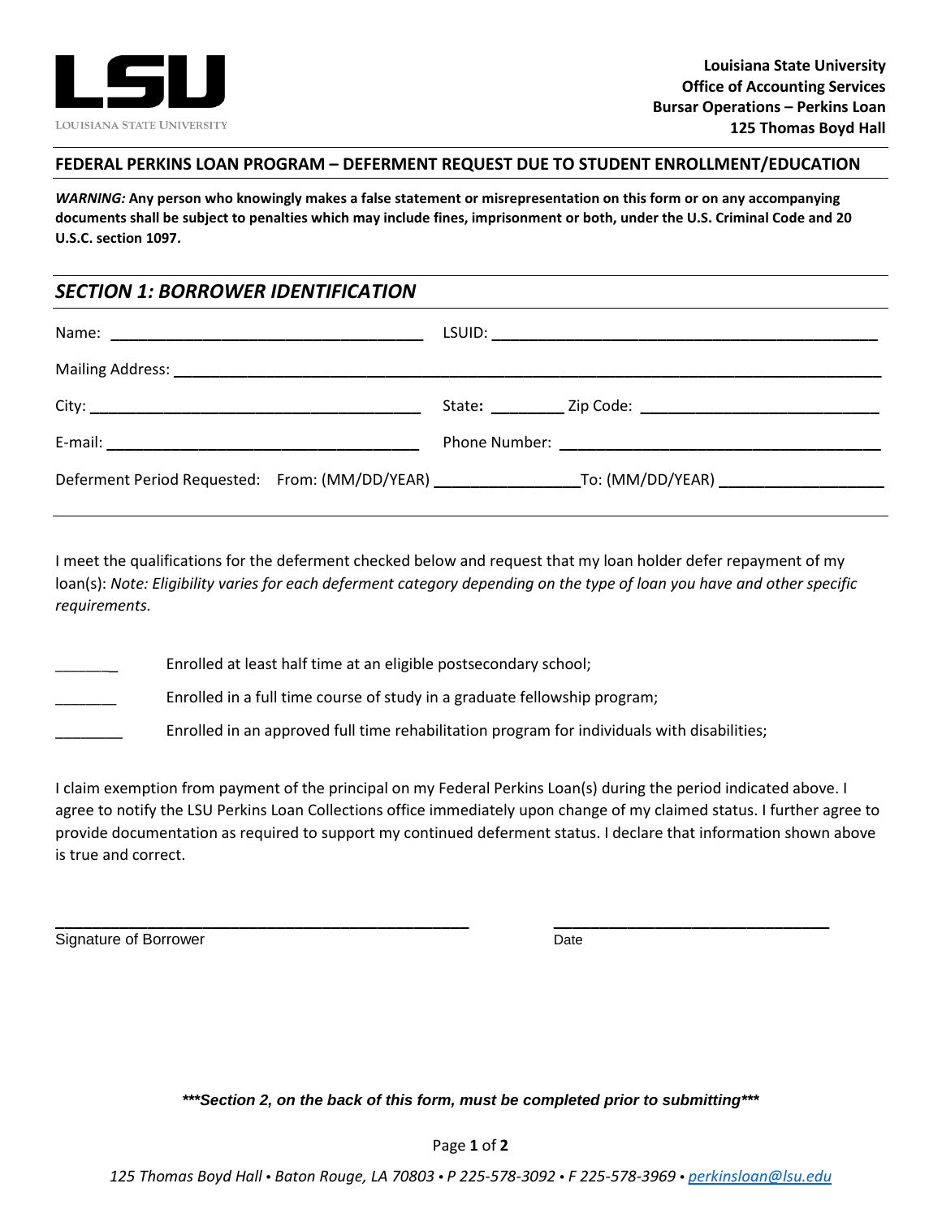**LSU**
LOUISIANA STATE UNIVERSITY

**Louisiana State University**
**Office of Accounting Services**
**Bursar Operations – Perkins Loan**
**125 Thomas Boyd Hall**

## FEDERAL PERKINS LOAN PROGRAM – DEFERMENT REQUEST DUE TO STUDENT ENROLLMENT/EDUCATION

***WARNING:*** **Any person who knowingly makes a false statement or misrepresentation on this form or on any accompanying documents shall be subject to penalties which may include fines, imprisonment or both, under the U.S. Criminal Code and 20 U.S.C. section 1097.**

## *SECTION 1: BORROWER IDENTIFICATION*

Name: ___________________________________ LSUID: ___________________________________________

Mailing Address: ________________________________________________________________________________

City: _____________________________________ State: ________ Zip Code: ___________________________

E-mail: ___________________________________ Phone Number: ____________________________________

Deferment Period Requested: From: (MM/DD/YEAR) ________________ To: (MM/DD/YEAR) __________________

I meet the qualifications for the deferment checked below and request that my loan holder defer repayment of my loan(s): *Note: Eligibility varies for each deferment category depending on the type of loan you have and other specific requirements.*

_______ Enrolled at least half time at an eligible postsecondary school;

_______ Enrolled in a full time course of study in a graduate fellowship program;

________ Enrolled in an approved full time rehabilitation program for individuals with disabilities;

I claim exemption from payment of the principal on my Federal Perkins Loan(s) during the period indicated above. I agree to notify the LSU Perkins Loan Collections office immediately upon change of my claimed status. I further agree to provide documentation as required to support my continued deferment status. I declare that information shown above is true and correct.

_____________________________________________ ______________________________

Signature of Borrower Date

***\*\*\*Section 2, on the back of this form, must be completed prior to submitting\*\*\****

*125 Thomas Boyd Hall • Baton Rouge, LA 70803 • P 225-578-3092 • F 225-578-3969 • perkinsloan@lsu.edu*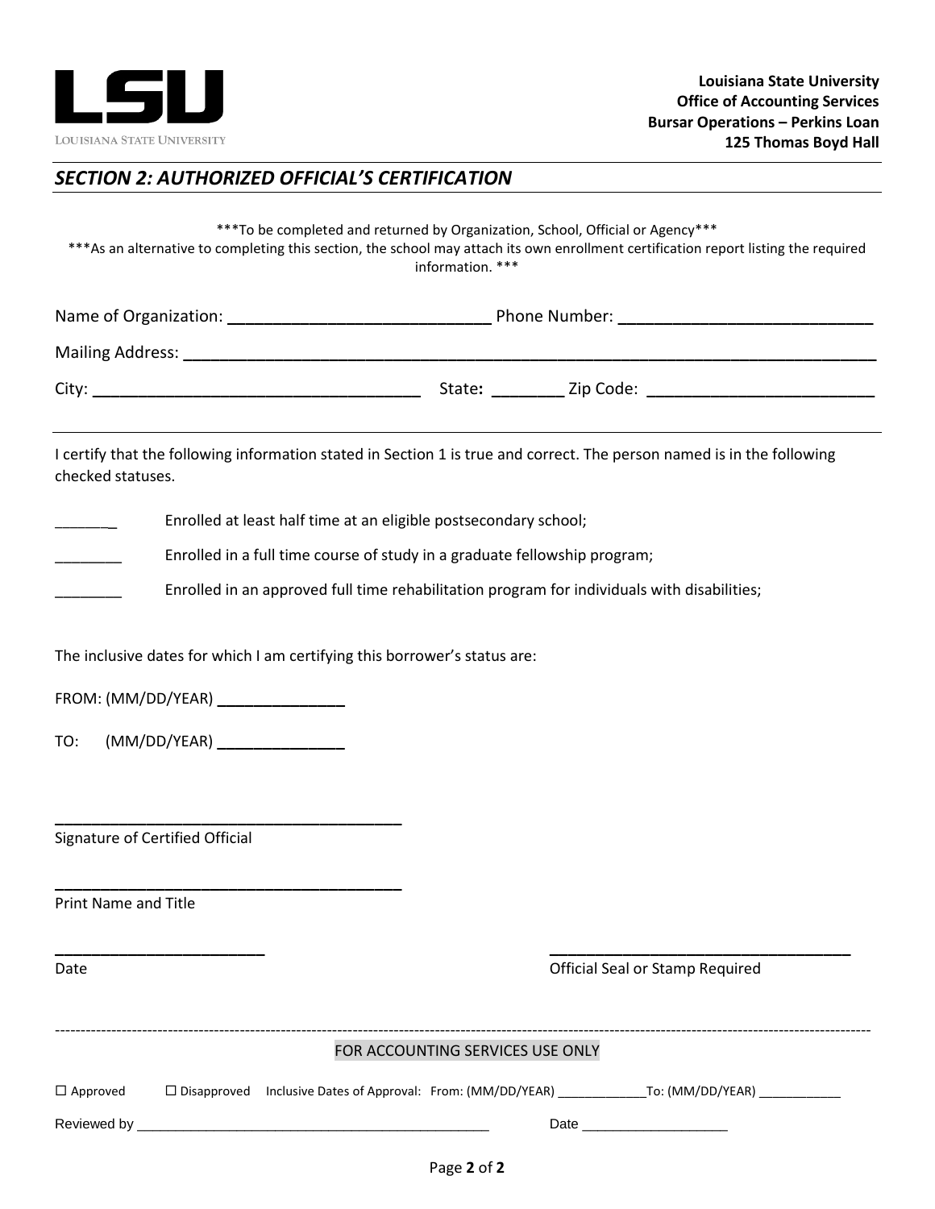**Louisiana State University**
**Office of Accounting Services**
**Bursar Operations – Perkins Loan**
**125 Thomas Boyd Hall**

## *SECTION 2: AUTHORIZED OFFICIAL'S CERTIFICATION*

***To be completed and returned by Organization, School, Official or Agency***
***As an alternative to completing this section, the school may attach its own enrollment certification report listing the required information. ***

Name of Organization: ____________________________ Phone Number: ___________________________

Mailing Address: ________________________________________________________________________

City: ___________________________________ State: ________ Zip Code: _________________________

I certify that the following information stated in Section 1 is true and correct. The person named is in the following checked statuses.

________ Enrolled at least half time at an eligible postsecondary school;

________ Enrolled in a full time course of study in a graduate fellowship program;

________ Enrolled in an approved full time rehabilitation program for individuals with disabilities;

The inclusive dates for which I am certifying this borrower's status are:

FROM: (MM/DD/YEAR) _______________

TO: (MM/DD/YEAR) _______________

________________________________________
Signature of Certified Official

________________________________________
Print Name and Title

________________________
Date

___________________________________
Official Seal or Stamp Required

---

FOR ACCOUNTING SERVICES USE ONLY

☐ Approved ☐ Disapproved Inclusive Dates of Approval: From: (MM/DD/YEAR) ____________To: (MM/DD/YEAR) ___________

Reviewed by ______________________________________________ Date ___________________